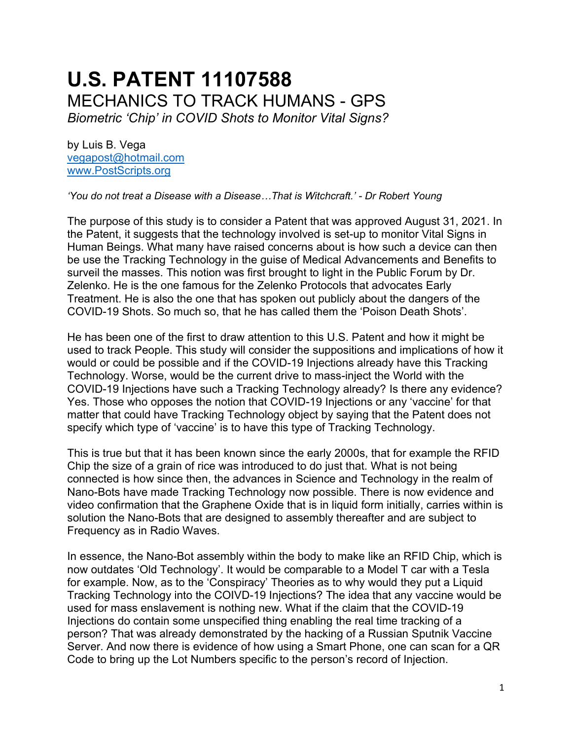# U.S. PATENT 11107588

## MECHANICS TO TRACK HUMANS - GPS

*Biometric 'Chip' in COVID Shots to Monitor Vital Signs?*

by Luis B. Vega
vegapost@hotmail.com
www.PostScripts.org

*'You do not treat a Disease with a Disease…That is Witchcraft.' - Dr Robert Young*

The purpose of this study is to consider a Patent that was approved August 31, 2021. In the Patent, it suggests that the technology involved is set-up to monitor Vital Signs in Human Beings. What many have raised concerns about is how such a device can then be use the Tracking Technology in the guise of Medical Advancements and Benefits to surveil the masses. This notion was first brought to light in the Public Forum by Dr. Zelenko. He is the one famous for the Zelenko Protocols that advocates Early Treatment. He is also the one that has spoken out publicly about the dangers of the COVID-19 Shots. So much so, that he has called them the 'Poison Death Shots'.

He has been one of the first to draw attention to this U.S. Patent and how it might be used to track People. This study will consider the suppositions and implications of how it would or could be possible and if the COVID-19 Injections already have this Tracking Technology. Worse, would be the current drive to mass-inject the World with the COVID-19 Injections have such a Tracking Technology already? Is there any evidence? Yes. Those who opposes the notion that COVID-19 Injections or any 'vaccine' for that matter that could have Tracking Technology object by saying that the Patent does not specify which type of 'vaccine' is to have this type of Tracking Technology.

This is true but that it has been known since the early 2000s, that for example the RFID Chip the size of a grain of rice was introduced to do just that. What is not being connected is how since then, the advances in Science and Technology in the realm of Nano-Bots have made Tracking Technology now possible. There is now evidence and video confirmation that the Graphene Oxide that is in liquid form initially, carries within is solution the Nano-Bots that are designed to assembly thereafter and are subject to Frequency as in Radio Waves.

In essence, the Nano-Bot assembly within the body to make like an RFID Chip, which is now outdates 'Old Technology'. It would be comparable to a Model T car with a Tesla for example. Now, as to the 'Conspiracy' Theories as to why would they put a Liquid Tracking Technology into the COIVD-19 Injections? The idea that any vaccine would be used for mass enslavement is nothing new. What if the claim that the COVID-19 Injections do contain some unspecified thing enabling the real time tracking of a person? That was already demonstrated by the hacking of a Russian Sputnik Vaccine Server. And now there is evidence of how using a Smart Phone, one can scan for a QR Code to bring up the Lot Numbers specific to the person's record of Injection.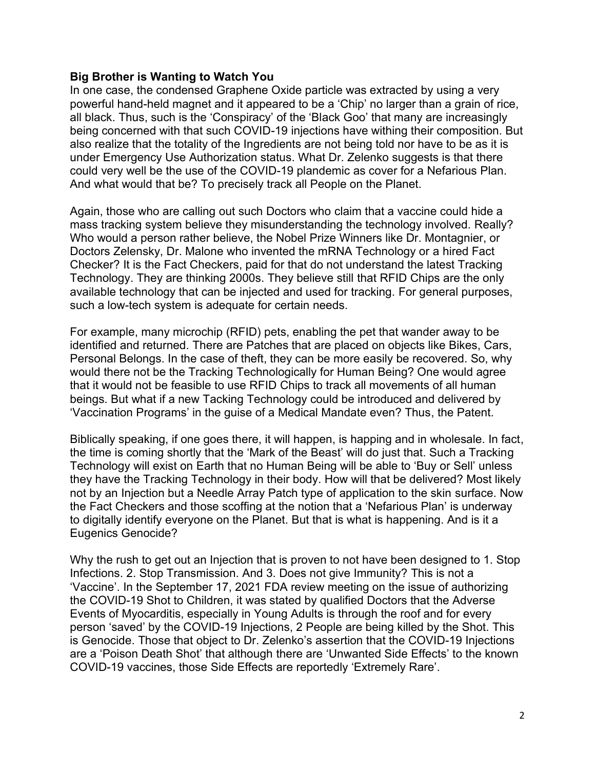**Big Brother is Wanting to Watch You**

In one case, the condensed Graphene Oxide particle was extracted by using a very powerful hand-held magnet and it appeared to be a 'Chip' no larger than a grain of rice, all black. Thus, such is the 'Conspiracy' of the 'Black Goo' that many are increasingly being concerned with that such COVID-19 injections have withing their composition. But also realize that the totality of the Ingredients are not being told nor have to be as it is under Emergency Use Authorization status. What Dr. Zelenko suggests is that there could very well be the use of the COVID-19 plandemic as cover for a Nefarious Plan. And what would that be? To precisely track all People on the Planet.

Again, those who are calling out such Doctors who claim that a vaccine could hide a mass tracking system believe they misunderstanding the technology involved. Really? Who would a person rather believe, the Nobel Prize Winners like Dr. Montagnier, or Doctors Zelensky, Dr. Malone who invented the mRNA Technology or a hired Fact Checker? It is the Fact Checkers, paid for that do not understand the latest Tracking Technology. They are thinking 2000s. They believe still that RFID Chips are the only available technology that can be injected and used for tracking. For general purposes, such a low-tech system is adequate for certain needs.

For example, many microchip (RFID) pets, enabling the pet that wander away to be identified and returned. There are Patches that are placed on objects like Bikes, Cars, Personal Belongs. In the case of theft, they can be more easily be recovered. So, why would there not be the Tracking Technologically for Human Being? One would agree that it would not be feasible to use RFID Chips to track all movements of all human beings. But what if a new Tacking Technology could be introduced and delivered by 'Vaccination Programs' in the guise of a Medical Mandate even? Thus, the Patent.

Biblically speaking, if one goes there, it will happen, is happing and in wholesale. In fact, the time is coming shortly that the 'Mark of the Beast' will do just that. Such a Tracking Technology will exist on Earth that no Human Being will be able to 'Buy or Sell' unless they have the Tracking Technology in their body. How will that be delivered? Most likely not by an Injection but a Needle Array Patch type of application to the skin surface. Now the Fact Checkers and those scoffing at the notion that a 'Nefarious Plan' is underway to digitally identify everyone on the Planet. But that is what is happening. And is it a Eugenics Genocide?

Why the rush to get out an Injection that is proven to not have been designed to 1. Stop Infections. 2. Stop Transmission. And 3. Does not give Immunity? This is not a 'Vaccine'. In the September 17, 2021 FDA review meeting on the issue of authorizing the COVID-19 Shot to Children, it was stated by qualified Doctors that the Adverse Events of Myocarditis, especially in Young Adults is through the roof and for every person 'saved' by the COVID-19 Injections, 2 People are being killed by the Shot. This is Genocide. Those that object to Dr. Zelenko's assertion that the COVID-19 Injections are a 'Poison Death Shot' that although there are 'Unwanted Side Effects' to the known COVID-19 vaccines, those Side Effects are reportedly 'Extremely Rare'.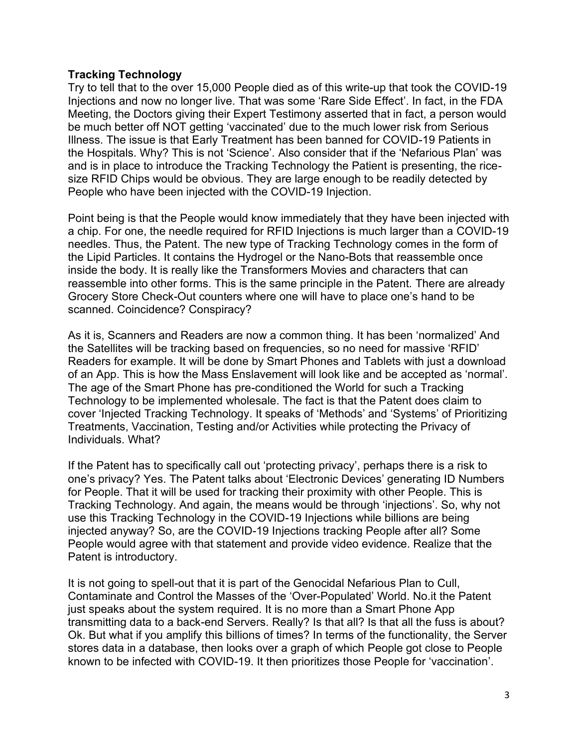**Tracking Technology**

Try to tell that to the over 15,000 People died as of this write-up that took the COVID-19 Injections and now no longer live. That was some 'Rare Side Effect'. In fact, in the FDA Meeting, the Doctors giving their Expert Testimony asserted that in fact, a person would be much better off NOT getting 'vaccinated' due to the much lower risk from Serious Illness. The issue is that Early Treatment has been banned for COVID-19 Patients in the Hospitals. Why? This is not 'Science'. Also consider that if the 'Nefarious Plan' was and is in place to introduce the Tracking Technology the Patient is presenting, the rice-size RFID Chips would be obvious. They are large enough to be readily detected by People who have been injected with the COVID-19 Injection.

Point being is that the People would know immediately that they have been injected with a chip. For one, the needle required for RFID Injections is much larger than a COVID-19 needles. Thus, the Patent. The new type of Tracking Technology comes in the form of the Lipid Particles. It contains the Hydrogel or the Nano-Bots that reassemble once inside the body. It is really like the Transformers Movies and characters that can reassemble into other forms. This is the same principle in the Patent. There are already Grocery Store Check-Out counters where one will have to place one's hand to be scanned. Coincidence? Conspiracy?

As it is, Scanners and Readers are now a common thing. It has been 'normalized' And the Satellites will be tracking based on frequencies, so no need for massive 'RFID' Readers for example. It will be done by Smart Phones and Tablets with just a download of an App. This is how the Mass Enslavement will look like and be accepted as 'normal'. The age of the Smart Phone has pre-conditioned the World for such a Tracking Technology to be implemented wholesale. The fact is that the Patent does claim to cover 'Injected Tracking Technology. It speaks of 'Methods' and 'Systems' of Prioritizing Treatments, Vaccination, Testing and/or Activities while protecting the Privacy of Individuals. What?

If the Patent has to specifically call out 'protecting privacy', perhaps there is a risk to one's privacy? Yes. The Patent talks about 'Electronic Devices' generating ID Numbers for People. That it will be used for tracking their proximity with other People. This is Tracking Technology. And again, the means would be through 'injections'. So, why not use this Tracking Technology in the COVID-19 Injections while billions are being injected anyway? So, are the COVID-19 Injections tracking People after all? Some People would agree with that statement and provide video evidence. Realize that the Patent is introductory.

It is not going to spell-out that it is part of the Genocidal Nefarious Plan to Cull, Contaminate and Control the Masses of the 'Over-Populated' World. No.it the Patent just speaks about the system required. It is no more than a Smart Phone App transmitting data to a back-end Servers. Really? Is that all? Is that all the fuss is about? Ok. But what if you amplify this billions of times? In terms of the functionality, the Server stores data in a database, then looks over a graph of which People got close to People known to be infected with COVID-19. It then prioritizes those People for 'vaccination'.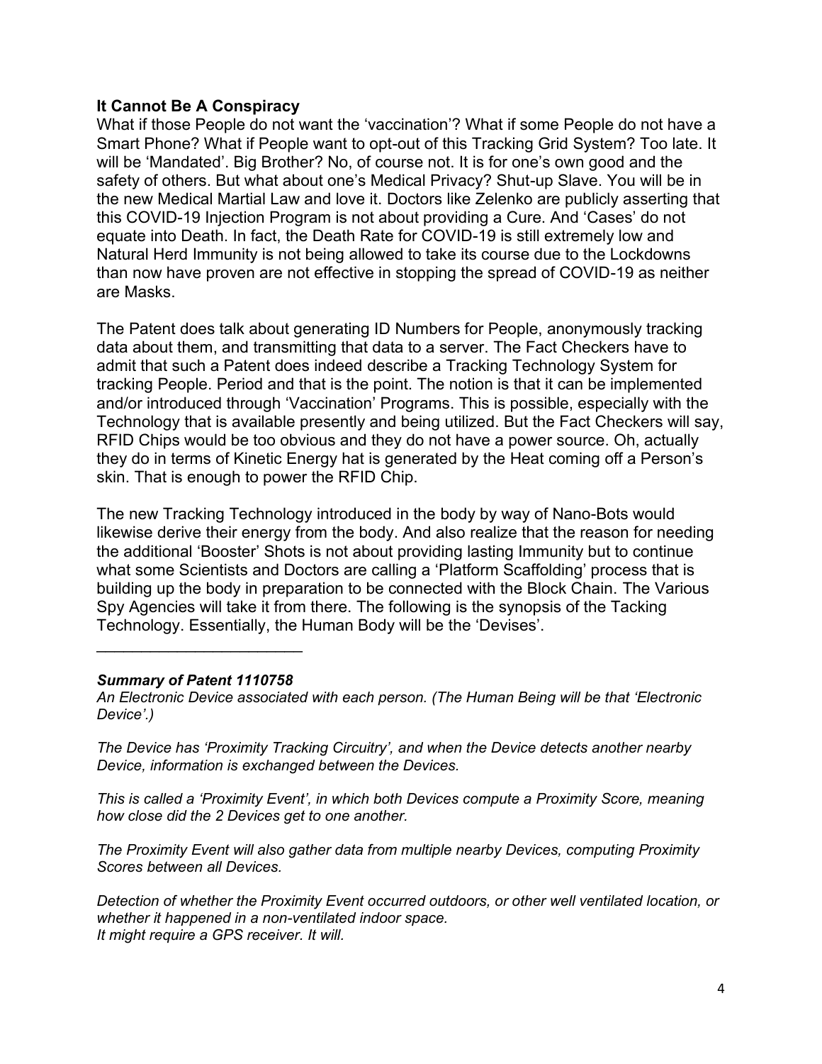### It Cannot Be A Conspiracy

What if those People do not want the 'vaccination'? What if some People do not have a Smart Phone? What if People want to opt-out of this Tracking Grid System? Too late. It will be 'Mandated'. Big Brother? No, of course not. It is for one's own good and the safety of others. But what about one's Medical Privacy? Shut-up Slave. You will be in the new Medical Martial Law and love it. Doctors like Zelenko are publicly asserting that this COVID-19 Injection Program is not about providing a Cure. And 'Cases' do not equate into Death. In fact, the Death Rate for COVID-19 is still extremely low and Natural Herd Immunity is not being allowed to take its course due to the Lockdowns than now have proven are not effective in stopping the spread of COVID-19 as neither are Masks.

The Patent does talk about generating ID Numbers for People, anonymously tracking data about them, and transmitting that data to a server. The Fact Checkers have to admit that such a Patent does indeed describe a Tracking Technology System for tracking People. Period and that is the point. The notion is that it can be implemented and/or introduced through 'Vaccination' Programs. This is possible, especially with the Technology that is available presently and being utilized. But the Fact Checkers will say, RFID Chips would be too obvious and they do not have a power source. Oh, actually they do in terms of Kinetic Energy hat is generated by the Heat coming off a Person's skin. That is enough to power the RFID Chip.

The new Tracking Technology introduced in the body by way of Nano-Bots would likewise derive their energy from the body. And also realize that the reason for needing the additional 'Booster' Shots is not about providing lasting Immunity but to continue what some Scientists and Doctors are calling a 'Platform Scaffolding' process that is building up the body in preparation to be connected with the Block Chain. The Various Spy Agencies will take it from there. The following is the synopsis of the Tacking Technology. Essentially, the Human Body will be the 'Devises'.

---

***Summary of Patent 1110758***

*An Electronic Device associated with each person. (The Human Being will be that 'Electronic Device'.)*

*The Device has 'Proximity Tracking Circuitry', and when the Device detects another nearby Device, information is exchanged between the Devices.*

*This is called a 'Proximity Event', in which both Devices compute a Proximity Score, meaning how close did the 2 Devices get to one another.*

*The Proximity Event will also gather data from multiple nearby Devices, computing Proximity Scores between all Devices.*

*Detection of whether the Proximity Event occurred outdoors, or other well ventilated location, or whether it happened in a non-ventilated indoor space.*
*It might require a GPS receiver. It will.*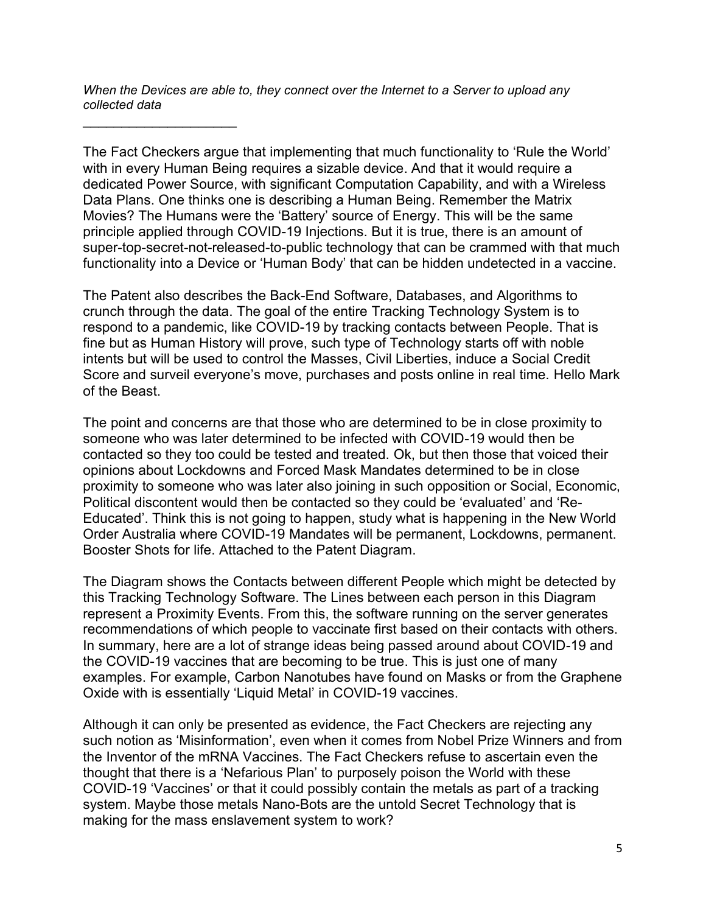*When the Devices are able to, they connect over the Internet to a Server to upload any collected data*

\_\_\_\_\_\_\_\_\_\_\_\_\_\_\_\_\_\_\_\_\_\_

The Fact Checkers argue that implementing that much functionality to 'Rule the World' with in every Human Being requires a sizable device. And that it would require a dedicated Power Source, with significant Computation Capability, and with a Wireless Data Plans. One thinks one is describing a Human Being. Remember the Matrix Movies? The Humans were the 'Battery' source of Energy. This will be the same principle applied through COVID-19 Injections. But it is true, there is an amount of super-top-secret-not-released-to-public technology that can be crammed with that much functionality into a Device or 'Human Body' that can be hidden undetected in a vaccine.

The Patent also describes the Back-End Software, Databases, and Algorithms to crunch through the data. The goal of the entire Tracking Technology System is to respond to a pandemic, like COVID-19 by tracking contacts between People. That is fine but as Human History will prove, such type of Technology starts off with noble intents but will be used to control the Masses, Civil Liberties, induce a Social Credit Score and surveil everyone's move, purchases and posts online in real time. Hello Mark of the Beast.

The point and concerns are that those who are determined to be in close proximity to someone who was later determined to be infected with COVID-19 would then be contacted so they too could be tested and treated. Ok, but then those that voiced their opinions about Lockdowns and Forced Mask Mandates determined to be in close proximity to someone who was later also joining in such opposition or Social, Economic, Political discontent would then be contacted so they could be 'evaluated' and 'Re-Educated'. Think this is not going to happen, study what is happening in the New World Order Australia where COVID-19 Mandates will be permanent, Lockdowns, permanent. Booster Shots for life. Attached to the Patent Diagram.

The Diagram shows the Contacts between different People which might be detected by this Tracking Technology Software. The Lines between each person in this Diagram represent a Proximity Events. From this, the software running on the server generates recommendations of which people to vaccinate first based on their contacts with others. In summary, here are a lot of strange ideas being passed around about COVID-19 and the COVID-19 vaccines that are becoming to be true. This is just one of many examples. For example, Carbon Nanotubes have found on Masks or from the Graphene Oxide with is essentially 'Liquid Metal' in COVID-19 vaccines.

Although it can only be presented as evidence, the Fact Checkers are rejecting any such notion as 'Misinformation', even when it comes from Nobel Prize Winners and from the Inventor of the mRNA Vaccines. The Fact Checkers refuse to ascertain even the thought that there is a 'Nefarious Plan' to purposely poison the World with these COVID-19 'Vaccines' or that it could possibly contain the metals as part of a tracking system. Maybe those metals Nano-Bots are the untold Secret Technology that is making for the mass enslavement system to work?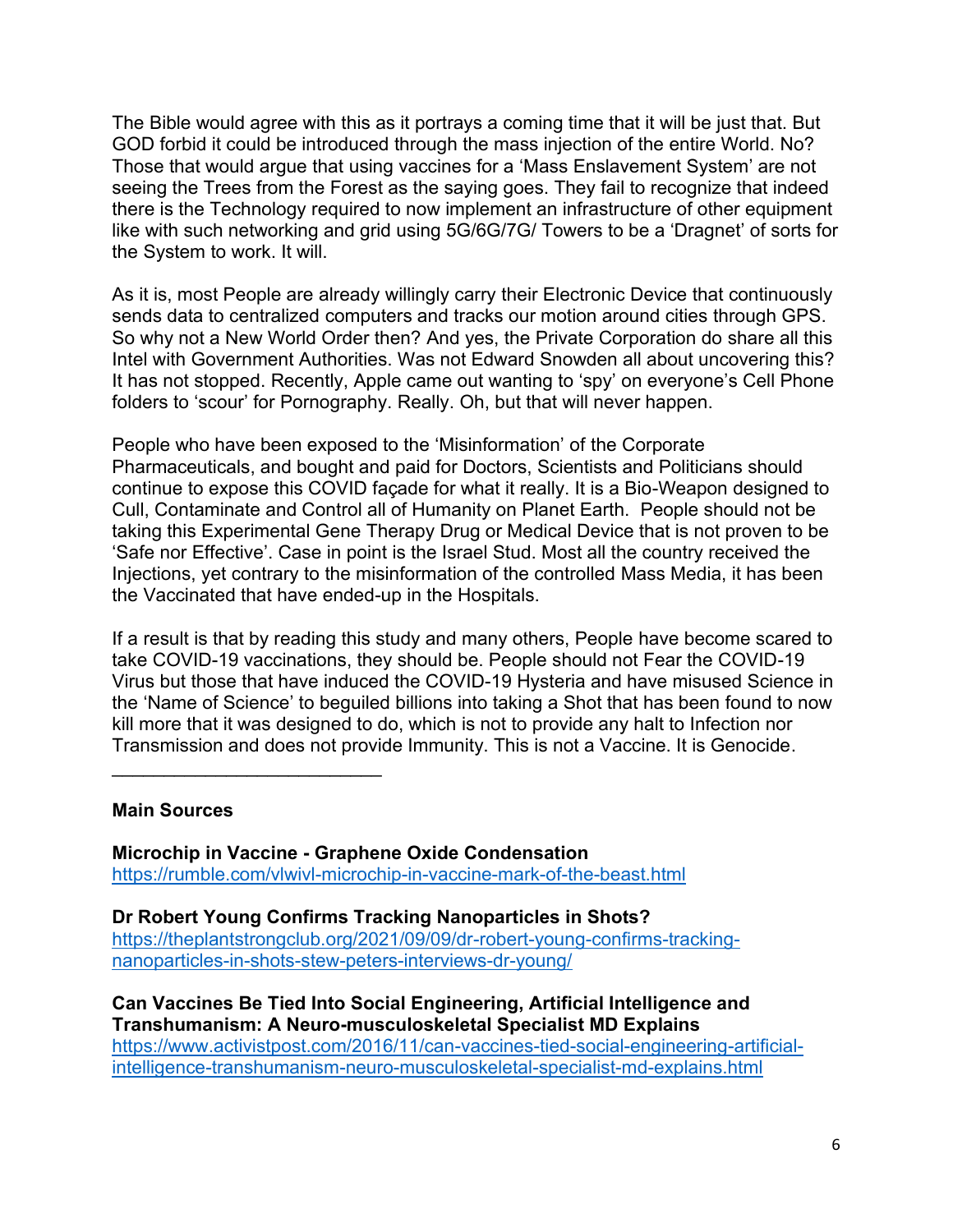The Bible would agree with this as it portrays a coming time that it will be just that. But GOD forbid it could be introduced through the mass injection of the entire World. No? Those that would argue that using vaccines for a 'Mass Enslavement System' are not seeing the Trees from the Forest as the saying goes. They fail to recognize that indeed there is the Technology required to now implement an infrastructure of other equipment like with such networking and grid using 5G/6G/7G/ Towers to be a 'Dragnet' of sorts for the System to work. It will.

As it is, most People are already willingly carry their Electronic Device that continuously sends data to centralized computers and tracks our motion around cities through GPS. So why not a New World Order then? And yes, the Private Corporation do share all this Intel with Government Authorities. Was not Edward Snowden all about uncovering this? It has not stopped. Recently, Apple came out wanting to 'spy' on everyone's Cell Phone folders to 'scour' for Pornography. Really. Oh, but that will never happen.

People who have been exposed to the 'Misinformation' of the Corporate Pharmaceuticals, and bought and paid for Doctors, Scientists and Politicians should continue to expose this COVID façade for what it really. It is a Bio-Weapon designed to Cull, Contaminate and Control all of Humanity on Planet Earth. People should not be taking this Experimental Gene Therapy Drug or Medical Device that is not proven to be 'Safe nor Effective'. Case in point is the Israel Stud. Most all the country received the Injections, yet contrary to the misinformation of the controlled Mass Media, it has been the Vaccinated that have ended-up in the Hospitals.

If a result is that by reading this study and many others, People have become scared to take COVID-19 vaccinations, they should be. People should not Fear the COVID-19 Virus but those that have induced the COVID-19 Hysteria and have misused Science in the 'Name of Science' to beguiled billions into taking a Shot that has been found to now kill more that it was designed to do, which is not to provide any halt to Infection nor Transmission and does not provide Immunity. This is not a Vaccine. It is Genocide.

___________________________

**Main Sources**

**Microchip in Vaccine - Graphene Oxide Condensation**
https://rumble.com/vlwivl-microchip-in-vaccine-mark-of-the-beast.html

**Dr Robert Young Confirms Tracking Nanoparticles in Shots?**
https://theplantstrongclub.org/2021/09/09/dr-robert-young-confirms-tracking-nanoparticles-in-shots-stew-peters-interviews-dr-young/

**Can Vaccines Be Tied Into Social Engineering, Artificial Intelligence and Transhumanism: A Neuro-musculoskeletal Specialist MD Explains**
https://www.activistpost.com/2016/11/can-vaccines-tied-social-engineering-artificial-intelligence-transhumanism-neuro-musculoskeletal-specialist-md-explains.html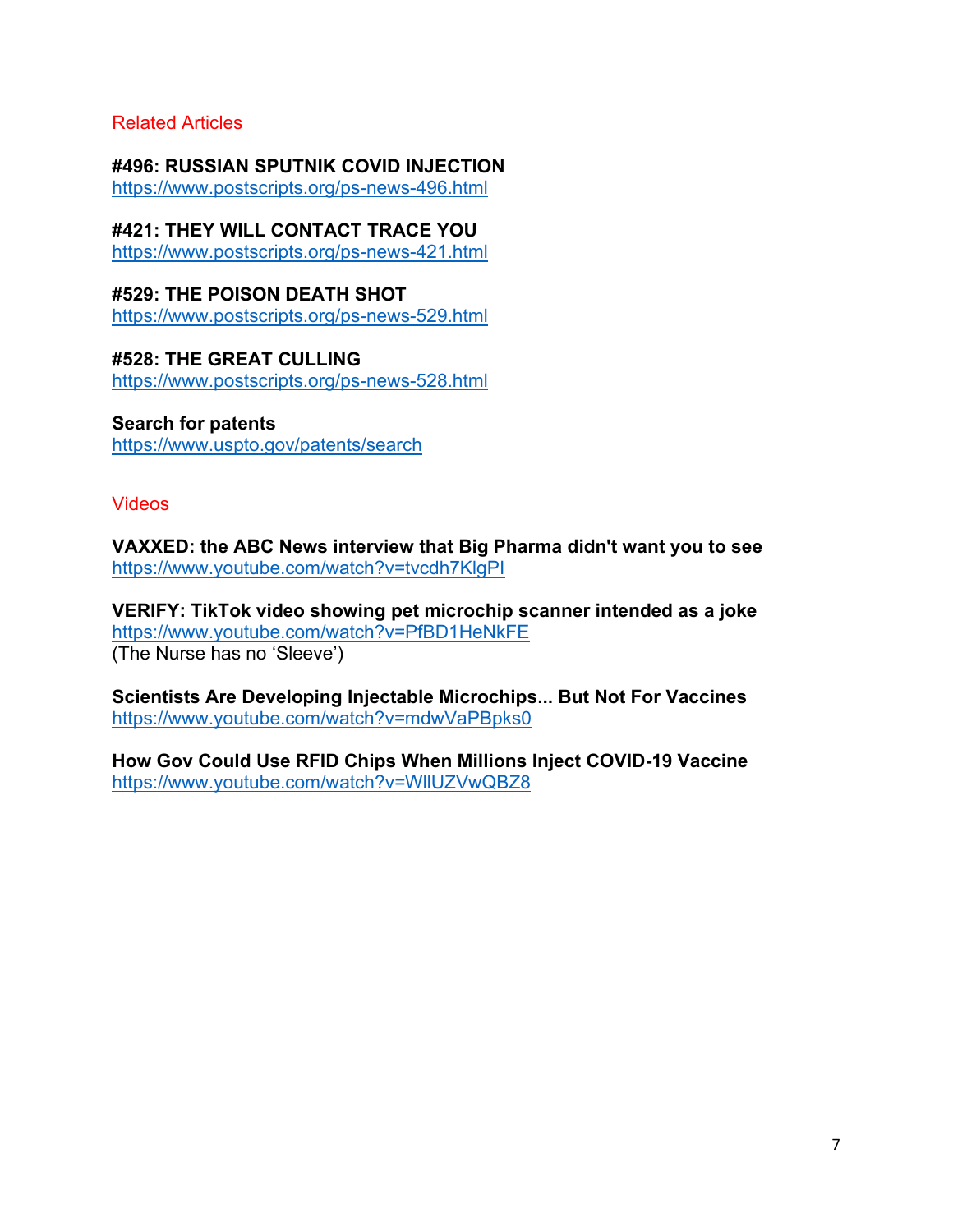## Related Articles

**#496: RUSSIAN SPUTNIK COVID INJECTION**
https://www.postscripts.org/ps-news-496.html

**#421: THEY WILL CONTACT TRACE YOU**
https://www.postscripts.org/ps-news-421.html

**#529: THE POISON DEATH SHOT**
https://www.postscripts.org/ps-news-529.html

**#528: THE GREAT CULLING**
https://www.postscripts.org/ps-news-528.html

**Search for patents**
https://www.uspto.gov/patents/search

## Videos

**VAXXED: the ABC News interview that Big Pharma didn't want you to see**
https://www.youtube.com/watch?v=tvcdh7KlgPI

**VERIFY: TikTok video showing pet microchip scanner intended as a joke**
https://www.youtube.com/watch?v=PfBD1HeNkFE
(The Nurse has no 'Sleeve')

**Scientists Are Developing Injectable Microchips... But Not For Vaccines**
https://www.youtube.com/watch?v=mdwVaPBpks0

**How Gov Could Use RFID Chips When Millions Inject COVID-19 Vaccine**
https://www.youtube.com/watch?v=WlIUZVwQBZ8